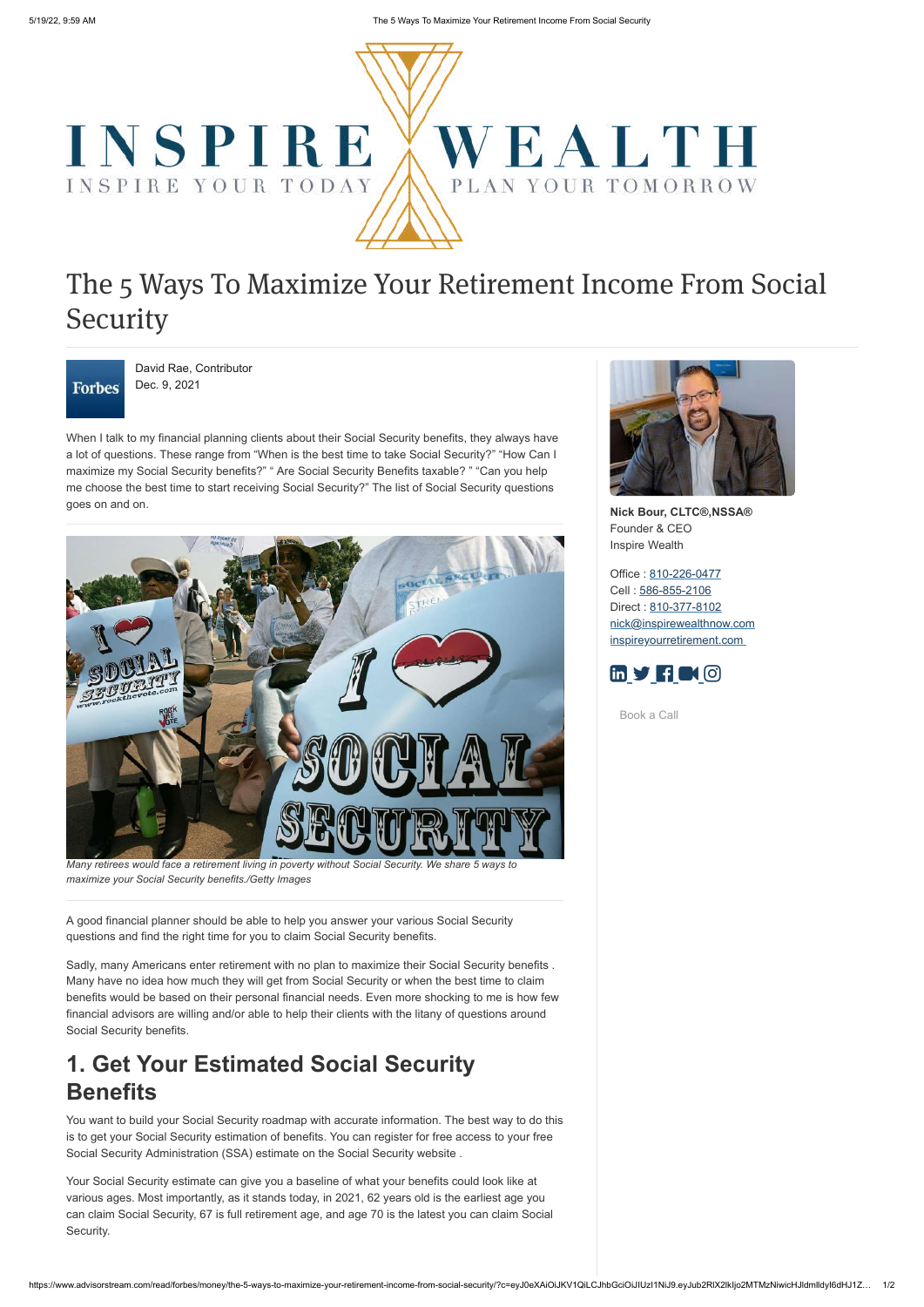# The 5 Ways To Maximize Your Retirement Income From Social Security

David Rae, Contributor
Dec. 9, 2021

When I talk to my financial planning clients about their Social Security benefits, they always have a lot of questions. These range from "When is the best time to take Social Security?" "How Can I maximize my Social Security benefits?" " Are Social Security Benefits taxable? " "Can you help me choose the best time to start receiving Social Security?" The list of Social Security questions goes on and on.

*Many retirees would face a retirement living in poverty without Social Security. We share 5 ways to maximize your Social Security benefits./Getty Images*

A good financial planner should be able to help you answer your various Social Security questions and find the right time for you to claim Social Security benefits.

Sadly, many Americans enter retirement with no plan to maximize their Social Security benefits . Many have no idea how much they will get from Social Security or when the best time to claim benefits would be based on their personal financial needs. Even more shocking to me is how few financial advisors are willing and/or able to help their clients with the litany of questions around Social Security benefits.

## 1. Get Your Estimated Social Security Benefits

You want to build your Social Security roadmap with accurate information. The best way to do this is to get your Social Security estimation of benefits. You can register for free access to your free Social Security Administration (SSA) estimate on the Social Security website .

Your Social Security estimate can give you a baseline of what your benefits could look like at various ages. Most importantly, as it stands today, in 2021, 62 years old is the earliest age you can claim Social Security, 67 is full retirement age, and age 70 is the latest you can claim Social Security.

**Nick Bour, CLTC®,NSSA®**
Founder & CEO
Inspire Wealth

Office : 810-226-0477
Cell : 586-855-2106
Direct : 810-377-8102
nick@inspirewealthnow.com
inspireyourretirement.com

Book a Call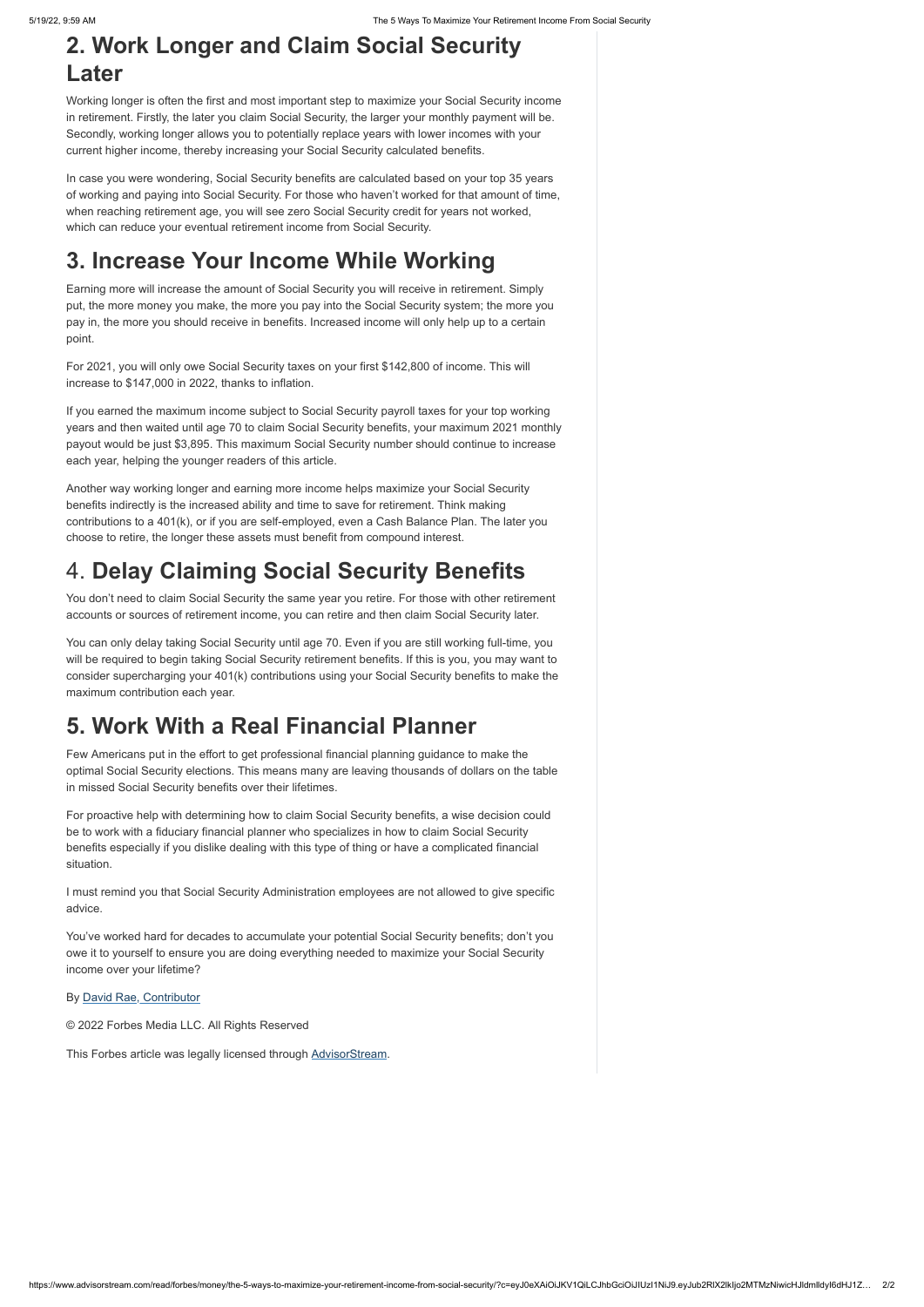## 2. Work Longer and Claim Social Security Later

Working longer is often the first and most important step to maximize your Social Security income in retirement. Firstly, the later you claim Social Security, the larger your monthly payment will be. Secondly, working longer allows you to potentially replace years with lower incomes with your current higher income, thereby increasing your Social Security calculated benefits.

In case you were wondering, Social Security benefits are calculated based on your top 35 years of working and paying into Social Security. For those who haven't worked for that amount of time, when reaching retirement age, you will see zero Social Security credit for years not worked, which can reduce your eventual retirement income from Social Security.

## 3. Increase Your Income While Working

Earning more will increase the amount of Social Security you will receive in retirement. Simply put, the more money you make, the more you pay into the Social Security system; the more you pay in, the more you should receive in benefits. Increased income will only help up to a certain point.

For 2021, you will only owe Social Security taxes on your first $142,800 of income. This will increase to $147,000 in 2022, thanks to inflation.

If you earned the maximum income subject to Social Security payroll taxes for your top working years and then waited until age 70 to claim Social Security benefits, your maximum 2021 monthly payout would be just $3,895. This maximum Social Security number should continue to increase each year, helping the younger readers of this article.

Another way working longer and earning more income helps maximize your Social Security benefits indirectly is the increased ability and time to save for retirement. Think making contributions to a 401(k), or if you are self-employed, even a Cash Balance Plan. The later you choose to retire, the longer these assets must benefit from compound interest.

## 4. **Delay Claiming Social Security Benefits**

You don't need to claim Social Security the same year you retire. For those with other retirement accounts or sources of retirement income, you can retire and then claim Social Security later.

You can only delay taking Social Security until age 70. Even if you are still working full-time, you will be required to begin taking Social Security retirement benefits. If this is you, you may want to consider supercharging your 401(k) contributions using your Social Security benefits to make the maximum contribution each year.

## 5. Work With a Real Financial Planner

Few Americans put in the effort to get professional financial planning guidance to make the optimal Social Security elections. This means many are leaving thousands of dollars on the table in missed Social Security benefits over their lifetimes.

For proactive help with determining how to claim Social Security benefits, a wise decision could be to work with a fiduciary financial planner who specializes in how to claim Social Security benefits especially if you dislike dealing with this type of thing or have a complicated financial situation.

I must remind you that Social Security Administration employees are not allowed to give specific advice.

You've worked hard for decades to accumulate your potential Social Security benefits; don't you owe it to yourself to ensure you are doing everything needed to maximize your Social Security income over your lifetime?

By David Rae, Contributor

© 2022 Forbes Media LLC. All Rights Reserved

This Forbes article was legally licensed through AdvisorStream.